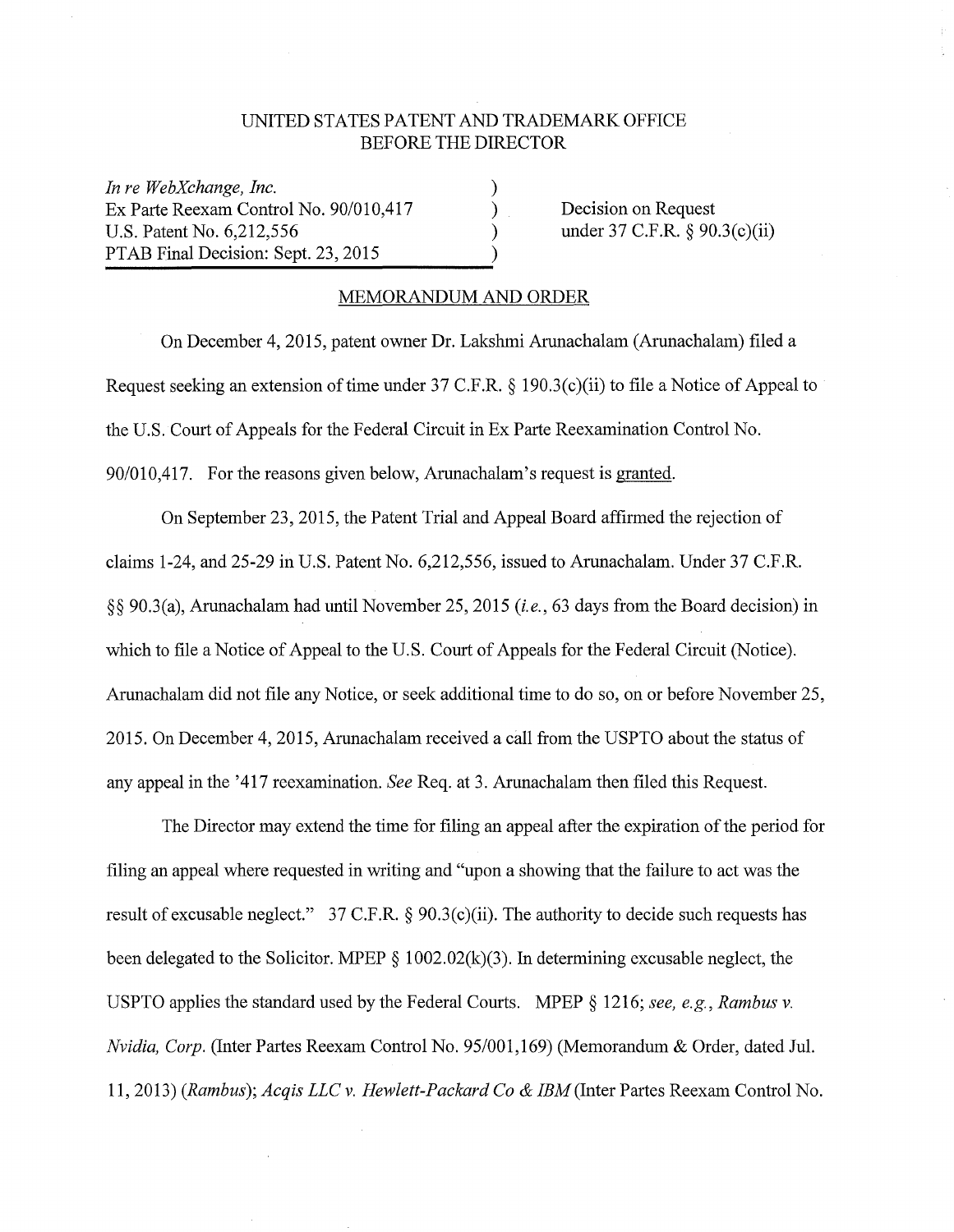UNITED STATES PATENT AND TRADEMARK OFFICE
BEFORE THE DIRECTOR

| | | |
|---|---|---|
| *In re WebXchange, Inc.* | ) | |
| Ex Parte Reexam Control No. 90/010,417 | ) | Decision on Request |
| U.S. Patent No. 6,212,556 | ) | under 37 C.F.R. § 90.3(c)(ii) |
| PTAB Final Decision: Sept. 23, 2015 | ) | |

MEMORANDUM AND ORDER

On December 4, 2015, patent owner Dr. Lakshmi Arunachalam (Arunachalam) filed a Request seeking an extension of time under 37 C.F.R. § 190.3(c)(ii) to file a Notice of Appeal to the U.S. Court of Appeals for the Federal Circuit in Ex Parte Reexamination Control No. 90/010,417. For the reasons given below, Arunachalam's request is granted.

On September 23, 2015, the Patent Trial and Appeal Board affirmed the rejection of claims 1-24, and 25-29 in U.S. Patent No. 6,212,556, issued to Arunachalam. Under 37 C.F.R. §§ 90.3(a), Arunachalam had until November 25, 2015 (*i.e.*, 63 days from the Board decision) in which to file a Notice of Appeal to the U.S. Court of Appeals for the Federal Circuit (Notice). Arunachalam did not file any Notice, or seek additional time to do so, on or before November 25, 2015. On December 4, 2015, Arunachalam received a call from the USPTO about the status of any appeal in the '417 reexamination. *See* Req. at 3. Arunachalam then filed this Request.

The Director may extend the time for filing an appeal after the expiration of the period for filing an appeal where requested in writing and "upon a showing that the failure to act was the result of excusable neglect." 37 C.F.R. § 90.3(c)(ii). The authority to decide such requests has been delegated to the Solicitor. MPEP § 1002.02(k)(3). In determining excusable neglect, the USPTO applies the standard used by the Federal Courts. MPEP § 1216; *see, e.g., Rambus v. Nvidia, Corp.* (Inter Partes Reexam Control No. 95/001,169) (Memorandum & Order, dated Jul. 11, 2013) (*Rambus*); *Acqis LLC v. Hewlett-Packard Co & IBM* (Inter Partes Reexam Control No.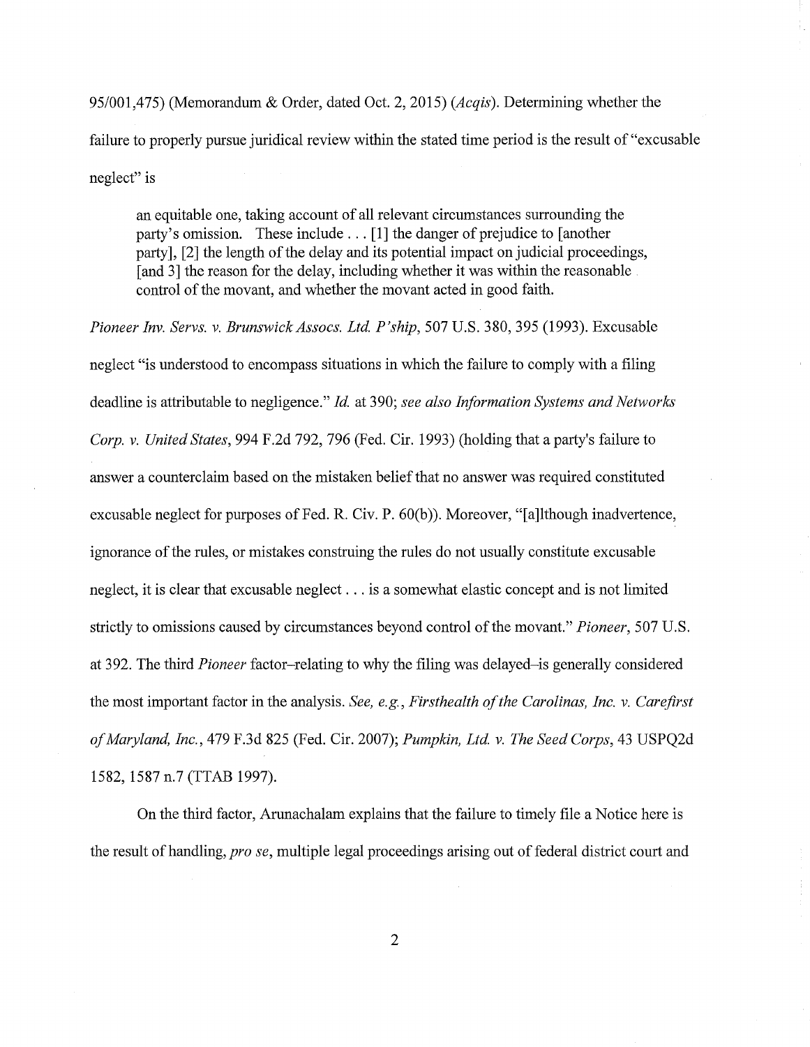95/001,475) (Memorandum & Order, dated Oct. 2, 2015) (*Acqis*). Determining whether the failure to properly pursue juridical review within the stated time period is the result of "excusable neglect" is

> an equitable one, taking account of all relevant circumstances surrounding the party's omission. These include . . . [1] the danger of prejudice to [another party], [2] the length of the delay and its potential impact on judicial proceedings, [and 3] the reason for the delay, including whether it was within the reasonable control of the movant, and whether the movant acted in good faith.

*Pioneer Inv. Servs. v. Brunswick Assocs. Ltd. P'ship*, 507 U.S. 380, 395 (1993). Excusable neglect "is understood to encompass situations in which the failure to comply with a filing deadline is attributable to negligence." *Id.* at 390; *see also Information Systems and Networks Corp. v. United States*, 994 F.2d 792, 796 (Fed. Cir. 1993) (holding that a party's failure to answer a counterclaim based on the mistaken belief that no answer was required constituted excusable neglect for purposes of Fed. R. Civ. P. 60(b)). Moreover, "[a]lthough inadvertence, ignorance of the rules, or mistakes construing the rules do not usually constitute excusable neglect, it is clear that excusable neglect . . . is a somewhat elastic concept and is not limited strictly to omissions caused by circumstances beyond control of the movant." *Pioneer*, 507 U.S. at 392. The third *Pioneer* factor–relating to why the filing was delayed–is generally considered the most important factor in the analysis. *See, e.g.*, *Firsthealth of the Carolinas, Inc. v. Carefirst of Maryland, Inc.*, 479 F.3d 825 (Fed. Cir. 2007); *Pumpkin, Ltd. v. The Seed Corps*, 43 USPQ2d 1582, 1587 n.7 (TTAB 1997).

On the third factor, Arunachalam explains that the failure to timely file a Notice here is the result of handling, *pro se*, multiple legal proceedings arising out of federal district court and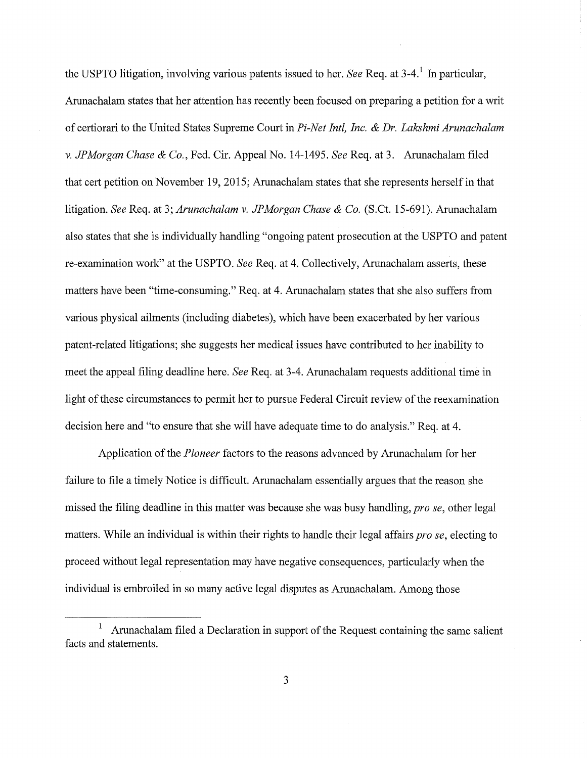the USPTO litigation, involving various patents issued to her. *See* Req. at 3-4.[1] In particular, Arunachalam states that her attention has recently been focused on preparing a petition for a writ of certiorari to the United States Supreme Court in *Pi-Net Intl, Inc. & Dr. Lakshmi Arunachalam v. JPMorgan Chase & Co.*, Fed. Cir. Appeal No. 14-1495. *See* Req. at 3. Arunachalam filed that cert petition on November 19, 2015; Arunachalam states that she represents herself in that litigation. *See* Req. at 3; *Arunachalam v. JPMorgan Chase & Co.* (S.Ct. 15-691). Arunachalam also states that she is individually handling "ongoing patent prosecution at the USPTO and patent re-examination work" at the USPTO. *See* Req. at 4. Collectively, Arunachalam asserts, these matters have been "time-consuming." Req. at 4. Arunachalam states that she also suffers from various physical ailments (including diabetes), which have been exacerbated by her various patent-related litigations; she suggests her medical issues have contributed to her inability to meet the appeal filing deadline here. *See* Req. at 3-4. Arunachalam requests additional time in light of these circumstances to permit her to pursue Federal Circuit review of the reexamination decision here and "to ensure that she will have adequate time to do analysis." Req. at 4.

Application of the *Pioneer* factors to the reasons advanced by Arunachalam for her failure to file a timely Notice is difficult. Arunachalam essentially argues that the reason she missed the filing deadline in this matter was because she was busy handling, *pro se*, other legal matters. While an individual is within their rights to handle their legal affairs *pro se*, electing to proceed without legal representation may have negative consequences, particularly when the individual is embroiled in so many active legal disputes as Arunachalam. Among those

---

[1] Arunachalam filed a Declaration in support of the Request containing the same salient facts and statements.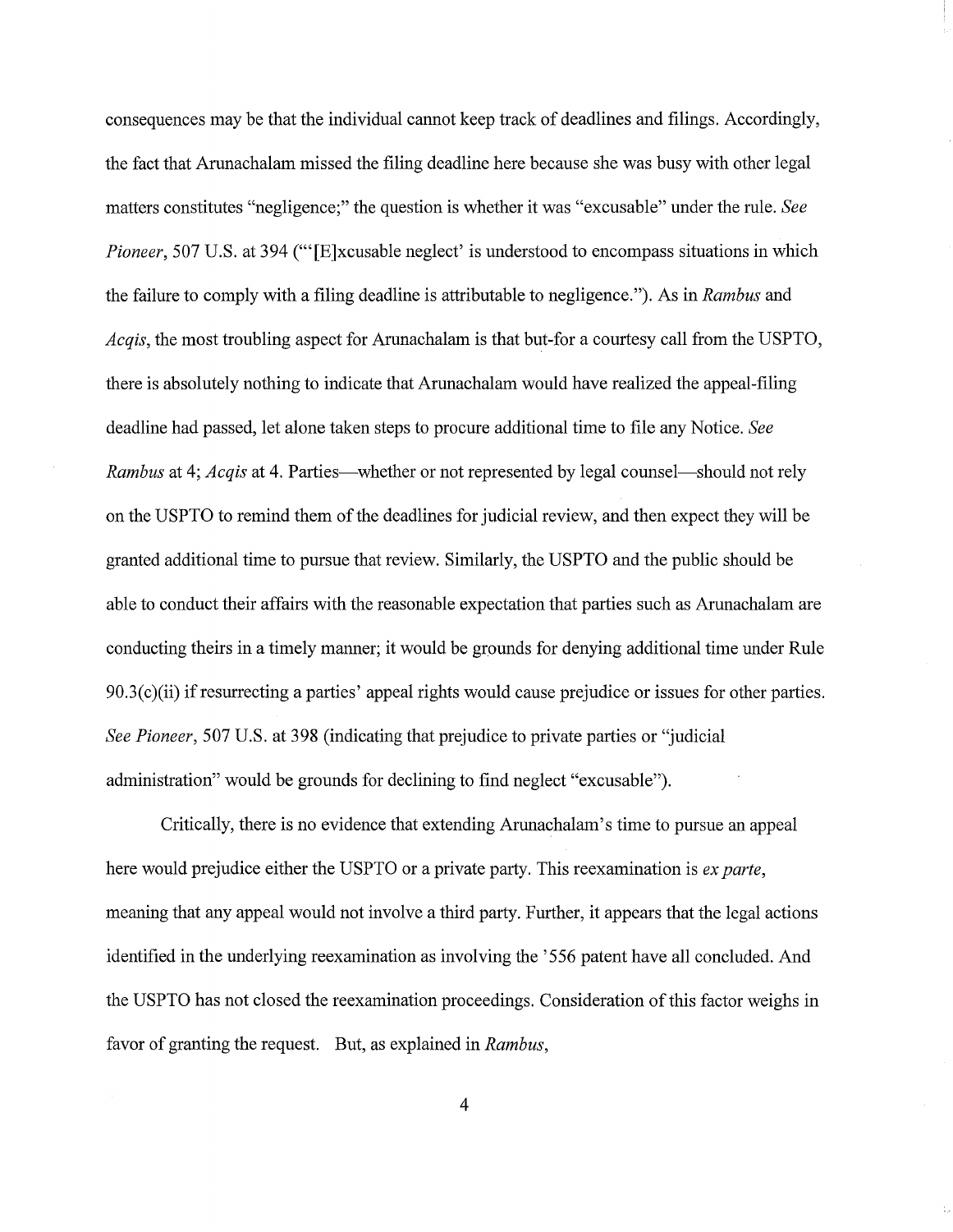consequences may be that the individual cannot keep track of deadlines and filings. Accordingly, the fact that Arunachalam missed the filing deadline here because she was busy with other legal matters constitutes "negligence;" the question is whether it was "excusable" under the rule. *See Pioneer*, 507 U.S. at 394 ("'[E]xcusable neglect' is understood to encompass situations in which the failure to comply with a filing deadline is attributable to negligence."). As in *Rambus* and *Acqis*, the most troubling aspect for Arunachalam is that but-for a courtesy call from the USPTO, there is absolutely nothing to indicate that Arunachalam would have realized the appeal-filing deadline had passed, let alone taken steps to procure additional time to file any Notice. *See Rambus* at 4; *Acqis* at 4. Parties—whether or not represented by legal counsel—should not rely on the USPTO to remind them of the deadlines for judicial review, and then expect they will be granted additional time to pursue that review. Similarly, the USPTO and the public should be able to conduct their affairs with the reasonable expectation that parties such as Arunachalam are conducting theirs in a timely manner; it would be grounds for denying additional time under Rule 90.3(c)(ii) if resurrecting a parties' appeal rights would cause prejudice or issues for other parties. *See Pioneer*, 507 U.S. at 398 (indicating that prejudice to private parties or "judicial administration" would be grounds for declining to find neglect "excusable").

Critically, there is no evidence that extending Arunachalam's time to pursue an appeal here would prejudice either the USPTO or a private party. This reexamination is *ex parte*, meaning that any appeal would not involve a third party. Further, it appears that the legal actions identified in the underlying reexamination as involving the '556 patent have all concluded. And the USPTO has not closed the reexamination proceedings. Consideration of this factor weighs in favor of granting the request. But, as explained in *Rambus*,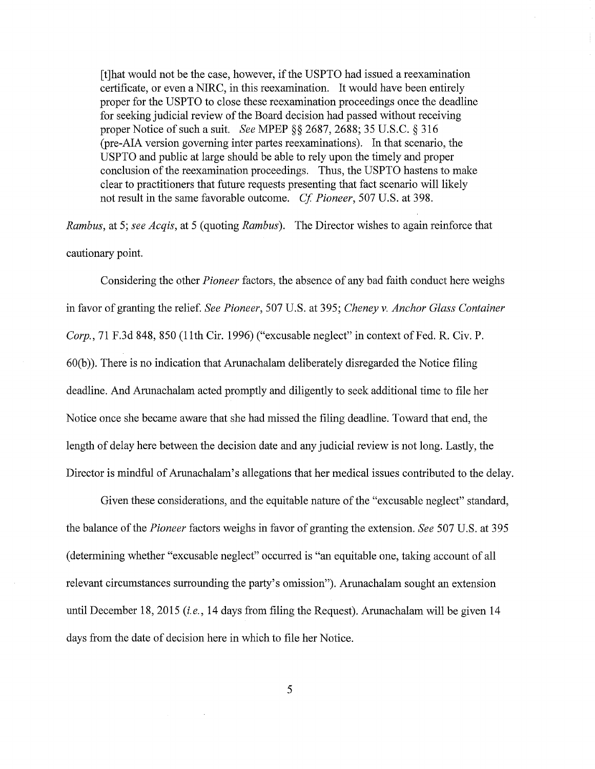> [t]hat would not be the case, however, if the USPTO had issued a reexamination certificate, or even a NIRC, in this reexamination. It would have been entirely proper for the USPTO to close these reexamination proceedings once the deadline for seeking judicial review of the Board decision had passed without receiving proper Notice of such a suit. *See* MPEP §§ 2687, 2688; 35 U.S.C. § 316 (pre-AIA version governing inter partes reexaminations). In that scenario, the USPTO and public at large should be able to rely upon the timely and proper conclusion of the reexamination proceedings. Thus, the USPTO hastens to make clear to practitioners that future requests presenting that fact scenario will likely not result in the same favorable outcome. *Cf. Pioneer*, 507 U.S. at 398.

*Rambus*, at 5; *see Acqis*, at 5 (quoting *Rambus*). The Director wishes to again reinforce that cautionary point.

Considering the other *Pioneer* factors, the absence of any bad faith conduct here weighs in favor of granting the relief. *See Pioneer*, 507 U.S. at 395; *Cheney v. Anchor Glass Container Corp.*, 71 F.3d 848, 850 (11th Cir. 1996) ("excusable neglect" in context of Fed. R. Civ. P. 60(b)). There is no indication that Arunachalam deliberately disregarded the Notice filing deadline. And Arunachalam acted promptly and diligently to seek additional time to file her Notice once she became aware that she had missed the filing deadline. Toward that end, the length of delay here between the decision date and any judicial review is not long. Lastly, the Director is mindful of Arunachalam's allegations that her medical issues contributed to the delay.

Given these considerations, and the equitable nature of the "excusable neglect" standard, the balance of the *Pioneer* factors weighs in favor of granting the extension. *See* 507 U.S. at 395 (determining whether "excusable neglect" occurred is "an equitable one, taking account of all relevant circumstances surrounding the party's omission"). Arunachalam sought an extension until December 18, 2015 (*i.e.*, 14 days from filing the Request). Arunachalam will be given 14 days from the date of decision here in which to file her Notice.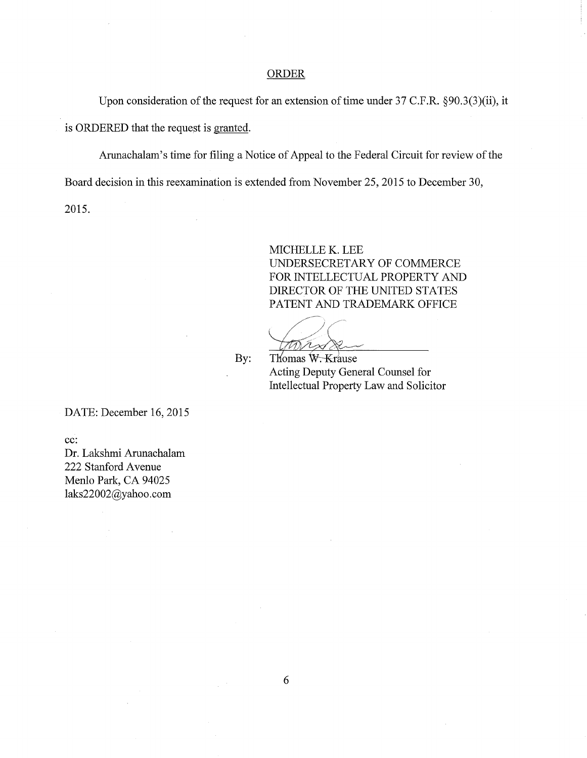## ORDER

Upon consideration of the request for an extension of time under 37 C.F.R. §90.3(3)(ii), it is ORDERED that the request is granted.

Arunachalam's time for filing a Notice of Appeal to the Federal Circuit for review of the Board decision in this reexamination is extended from November 25, 2015 to December 30, 2015.

MICHELLE K. LEE  
UNDERSECRETARY OF COMMERCE FOR INTELLECTUAL PROPERTY AND DIRECTOR OF THE UNITED STATES PATENT AND TRADEMARK OFFICE

By: Thomas W. Krause  
Acting Deputy General Counsel for Intellectual Property Law and Solicitor

DATE: December 16, 2015

cc:  
Dr. Lakshmi Arunachalam  
222 Stanford Avenue  
Menlo Park, CA 94025  
laks22002@yahoo.com